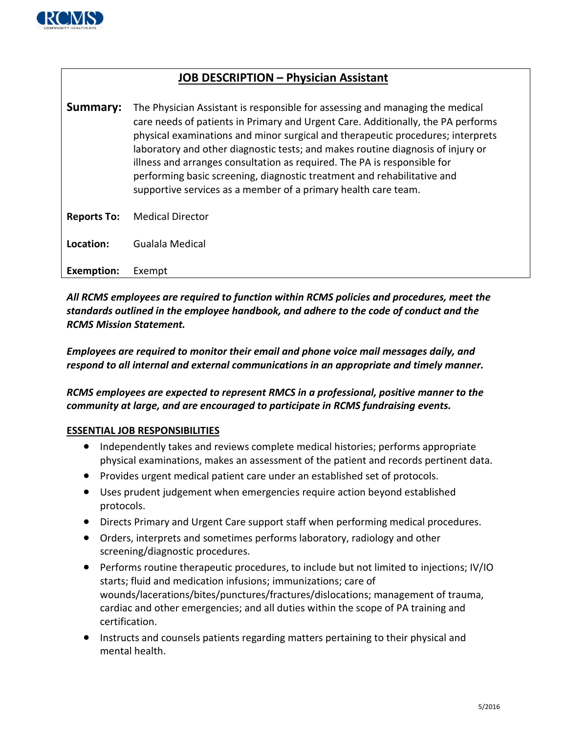# JOB DESCRIPTION – Physician Assistant

| | |
|---|---|
| **Summary:** | The Physician Assistant is responsible for assessing and managing the medical care needs of patients in Primary and Urgent Care. Additionally, the PA performs physical examinations and minor surgical and therapeutic procedures; interprets laboratory and other diagnostic tests; and makes routine diagnosis of injury or illness and arranges consultation as required. The PA is responsible for performing basic screening, diagnostic treatment and rehabilitative and supportive services as a member of a primary health care team. |
| **Reports To:** | Medical Director |
| **Location:** | Gualala Medical |
| **Exemption:** | Exempt |

***All RCMS employees are required to function within RCMS policies and procedures, meet the standards outlined in the employee handbook, and adhere to the code of conduct and the RCMS Mission Statement.***

***Employees are required to monitor their email and phone voice mail messages daily, and respond to all internal and external communications in an appropriate and timely manner.***

***RCMS employees are expected to represent RMCS in a professional, positive manner to the community at large, and are encouraged to participate in RCMS fundraising events.***

## ESSENTIAL JOB RESPONSIBILITIES

- Independently takes and reviews complete medical histories; performs appropriate physical examinations, makes an assessment of the patient and records pertinent data.
- Provides urgent medical patient care under an established set of protocols.
- Uses prudent judgement when emergencies require action beyond established protocols.
- Directs Primary and Urgent Care support staff when performing medical procedures.
- Orders, interprets and sometimes performs laboratory, radiology and other screening/diagnostic procedures.
- Performs routine therapeutic procedures, to include but not limited to injections; IV/IO starts; fluid and medication infusions; immunizations; care of wounds/lacerations/bites/punctures/fractures/dislocations; management of trauma, cardiac and other emergencies; and all duties within the scope of PA training and certification.
- Instructs and counsels patients regarding matters pertaining to their physical and mental health.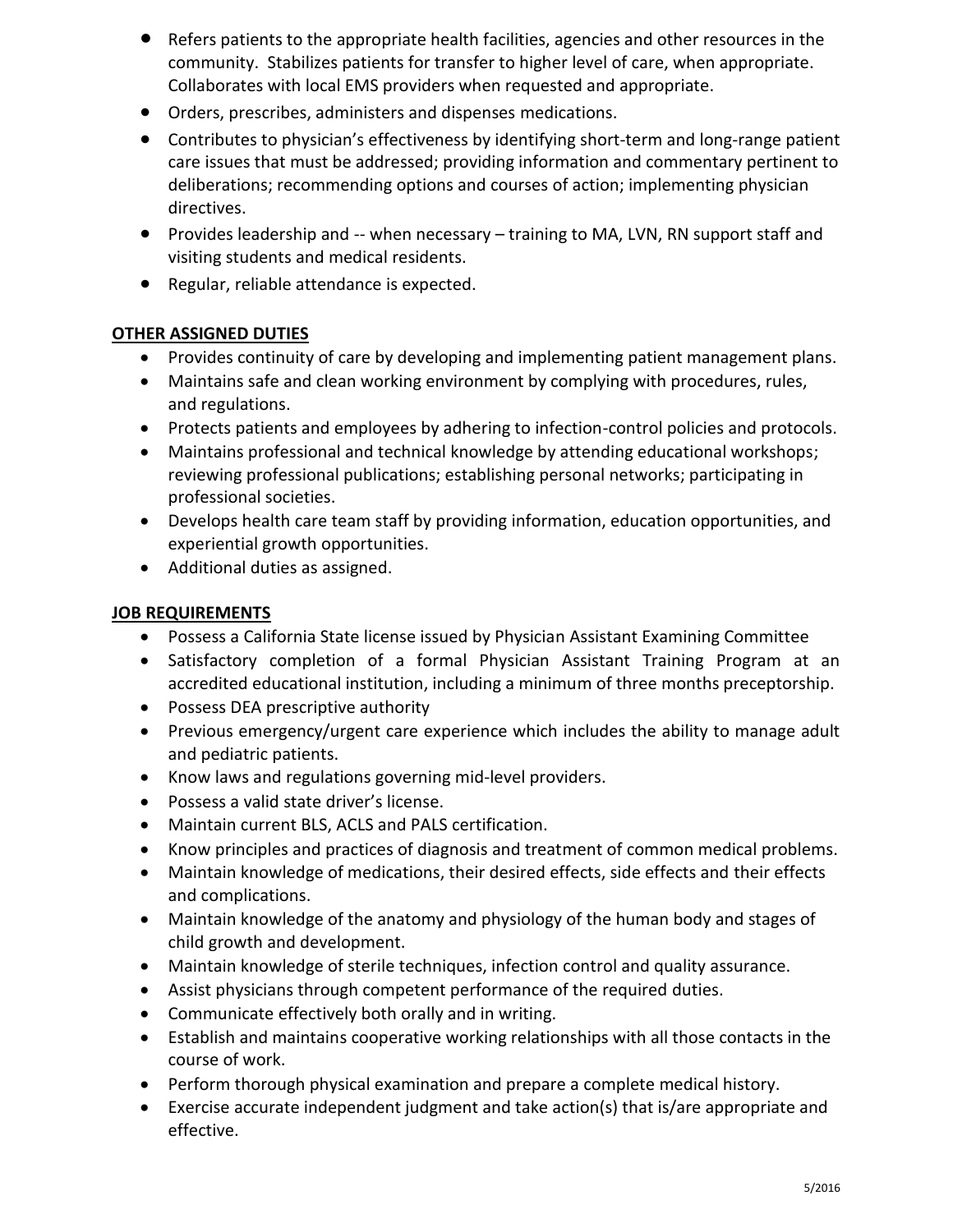- Refers patients to the appropriate health facilities, agencies and other resources in the community. Stabilizes patients for transfer to higher level of care, when appropriate. Collaborates with local EMS providers when requested and appropriate.
- Orders, prescribes, administers and dispenses medications.
- Contributes to physician's effectiveness by identifying short-term and long-range patient care issues that must be addressed; providing information and commentary pertinent to deliberations; recommending options and courses of action; implementing physician directives.
- Provides leadership and -- when necessary – training to MA, LVN, RN support staff and visiting students and medical residents.
- Regular, reliable attendance is expected.

## OTHER ASSIGNED DUTIES

- Provides continuity of care by developing and implementing patient management plans.
- Maintains safe and clean working environment by complying with procedures, rules, and regulations.
- Protects patients and employees by adhering to infection-control policies and protocols.
- Maintains professional and technical knowledge by attending educational workshops; reviewing professional publications; establishing personal networks; participating in professional societies.
- Develops health care team staff by providing information, education opportunities, and experiential growth opportunities.
- Additional duties as assigned.

## JOB REQUIREMENTS

- Possess a California State license issued by Physician Assistant Examining Committee
- Satisfactory completion of a formal Physician Assistant Training Program at an accredited educational institution, including a minimum of three months preceptorship.
- Possess DEA prescriptive authority
- Previous emergency/urgent care experience which includes the ability to manage adult and pediatric patients.
- Know laws and regulations governing mid-level providers.
- Possess a valid state driver's license.
- Maintain current BLS, ACLS and PALS certification.
- Know principles and practices of diagnosis and treatment of common medical problems.
- Maintain knowledge of medications, their desired effects, side effects and their effects and complications.
- Maintain knowledge of the anatomy and physiology of the human body and stages of child growth and development.
- Maintain knowledge of sterile techniques, infection control and quality assurance.
- Assist physicians through competent performance of the required duties.
- Communicate effectively both orally and in writing.
- Establish and maintains cooperative working relationships with all those contacts in the course of work.
- Perform thorough physical examination and prepare a complete medical history.
- Exercise accurate independent judgment and take action(s) that is/are appropriate and effective.

5/2016